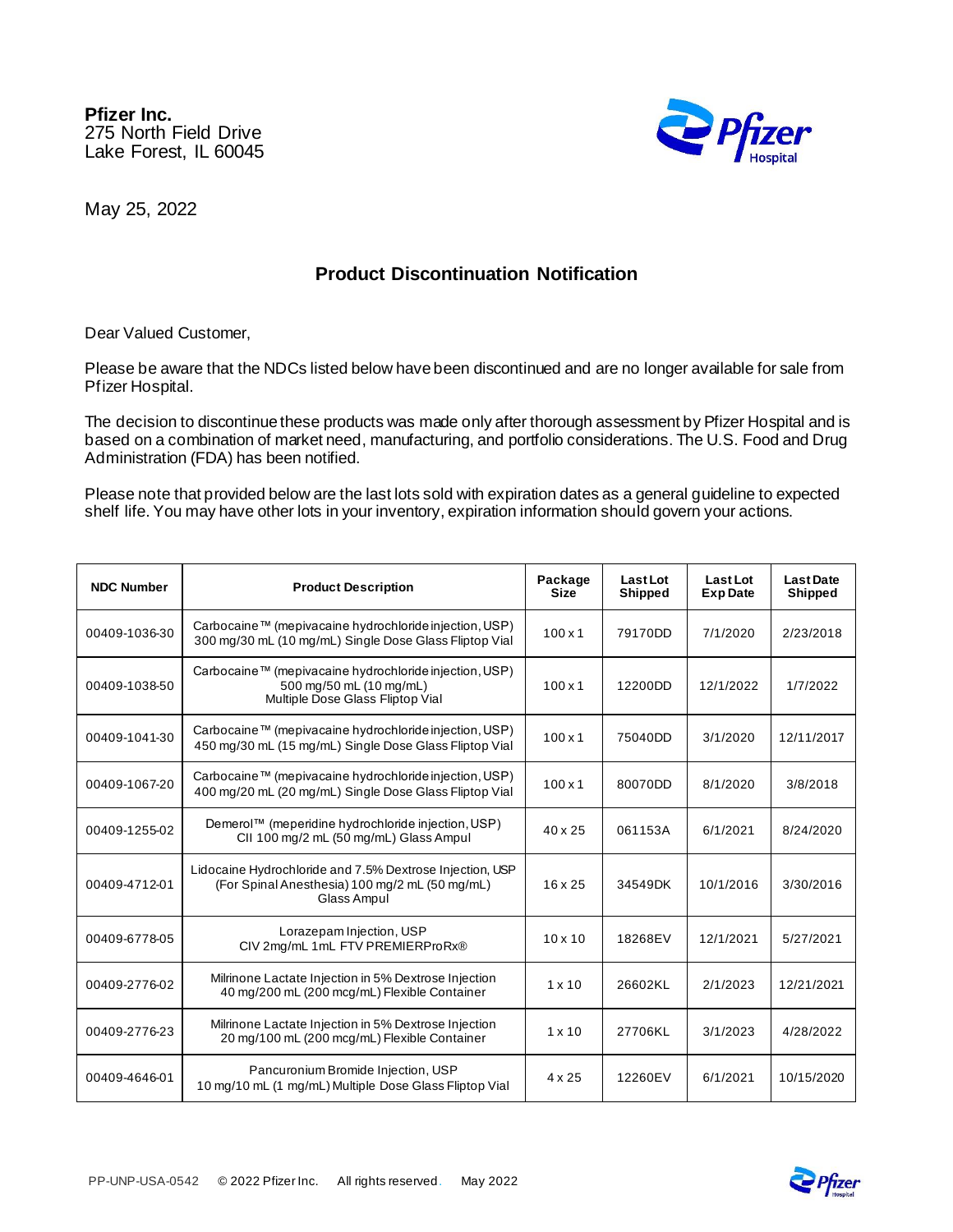**Pfizer Inc.**
275 North Field Drive
Lake Forest, IL 60045

May 25, 2022

## Product Discontinuation Notification

Dear Valued Customer,

Please be aware that the NDCs listed below have been discontinued and are no longer available for sale from Pfizer Hospital.

The decision to discontinue these products was made only after thorough assessment by Pfizer Hospital and is based on a combination of market need, manufacturing, and portfolio considerations. The U.S. Food and Drug Administration (FDA) has been notified.

Please note that provided below are the last lots sold with expiration dates as a general guideline to expected shelf life. You may have other lots in your inventory, expiration information should govern your actions.

| NDC Number | Product Description | Package Size | Last Lot Shipped | Last Lot Exp Date | Last Date Shipped |
|---|---|---|---|---|---|
| 00409-1036-30 | Carbocaine™ (mepivacaine hydrochloride injection, USP) 300 mg/30 mL (10 mg/mL) Single Dose Glass Fliptop Vial | 100 x 1 | 79170DD | 7/1/2020 | 2/23/2018 |
| 00409-1038-50 | Carbocaine™ (mepivacaine hydrochloride injection, USP) 500 mg/50 mL (10 mg/mL) Multiple Dose Glass Fliptop Vial | 100 x 1 | 12200DD | 12/1/2022 | 1/7/2022 |
| 00409-1041-30 | Carbocaine™ (mepivacaine hydrochloride injection, USP) 450 mg/30 mL (15 mg/mL) Single Dose Glass Fliptop Vial | 100 x 1 | 75040DD | 3/1/2020 | 12/11/2017 |
| 00409-1067-20 | Carbocaine™ (mepivacaine hydrochloride injection, USP) 400 mg/20 mL (20 mg/mL) Single Dose Glass Fliptop Vial | 100 x 1 | 80070DD | 8/1/2020 | 3/8/2018 |
| 00409-1255-02 | Demerol™ (meperidine hydrochloride injection, USP) CII 100 mg/2 mL (50 mg/mL) Glass Ampul | 40 x 25 | 061153A | 6/1/2021 | 8/24/2020 |
| 00409-4712-01 | Lidocaine Hydrochloride and 7.5% Dextrose Injection, USP (For Spinal Anesthesia) 100 mg/2 mL (50 mg/mL) Glass Ampul | 16 x 25 | 34549DK | 10/1/2016 | 3/30/2016 |
| 00409-6778-05 | Lorazepam Injection, USP CIV 2mg/mL 1mL FTV PREMIERProRx® | 10 x 10 | 18268EV | 12/1/2021 | 5/27/2021 |
| 00409-2776-02 | Milrinone Lactate Injection in 5% Dextrose Injection 40 mg/200 mL (200 mcg/mL) Flexible Container | 1 x 10 | 26602KL | 2/1/2023 | 12/21/2021 |
| 00409-2776-23 | Milrinone Lactate Injection in 5% Dextrose Injection 20 mg/100 mL (200 mcg/mL) Flexible Container | 1 x 10 | 27706KL | 3/1/2023 | 4/28/2022 |
| 00409-4646-01 | Pancuronium Bromide Injection, USP 10 mg/10 mL (1 mg/mL) Multiple Dose Glass Fliptop Vial | 4 x 25 | 12260EV | 6/1/2021 | 10/15/2020 |

PP-UNP-USA-0542 © 2022 Pfizer Inc. All rights reserved. May 2022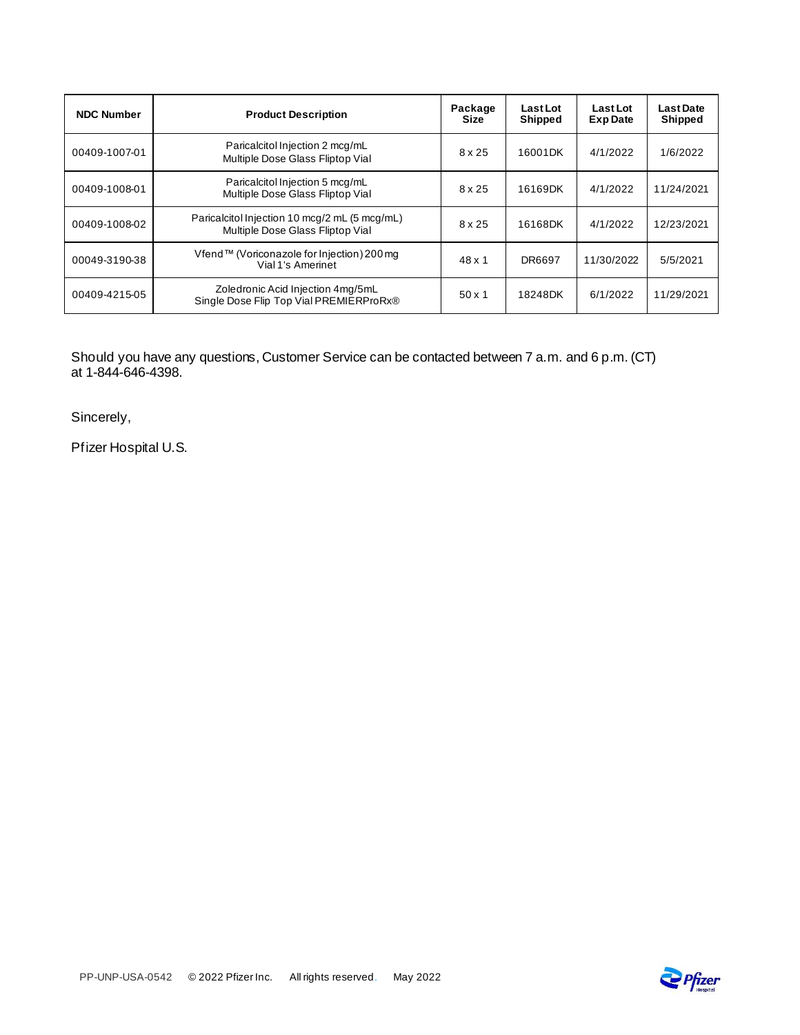| NDC Number | Product Description | Package Size | Last Lot Shipped | Last Lot Exp Date | Last Date Shipped |
|---|---|---|---|---|---|
| 00409-1007-01 | Paricalcitol Injection 2 mcg/mL Multiple Dose Glass Fliptop Vial | 8 x 25 | 16001DK | 4/1/2022 | 1/6/2022 |
| 00409-1008-01 | Paricalcitol Injection 5 mcg/mL Multiple Dose Glass Fliptop Vial | 8 x 25 | 16169DK | 4/1/2022 | 11/24/2021 |
| 00409-1008-02 | Paricalcitol Injection 10 mcg/2 mL (5 mcg/mL) Multiple Dose Glass Fliptop Vial | 8 x 25 | 16168DK | 4/1/2022 | 12/23/2021 |
| 00049-3190-38 | Vfend™ (Voriconazole for Injection) 200 mg Vial 1's Amerinet | 48 x 1 | DR6697 | 11/30/2022 | 5/5/2021 |
| 00409-4215-05 | Zoledronic Acid Injection 4mg/5mL Single Dose Flip Top Vial PREMIERProRx® | 50 x 1 | 18248DK | 6/1/2022 | 11/29/2021 |

Should you have any questions, Customer Service can be contacted between 7 a.m. and 6 p.m. (CT) at 1-844-646-4398.

Sincerely,

Pfizer Hospital U.S.

PP-UNP-USA-0542 © 2022 Pfizer Inc. All rights reserved. May 2022